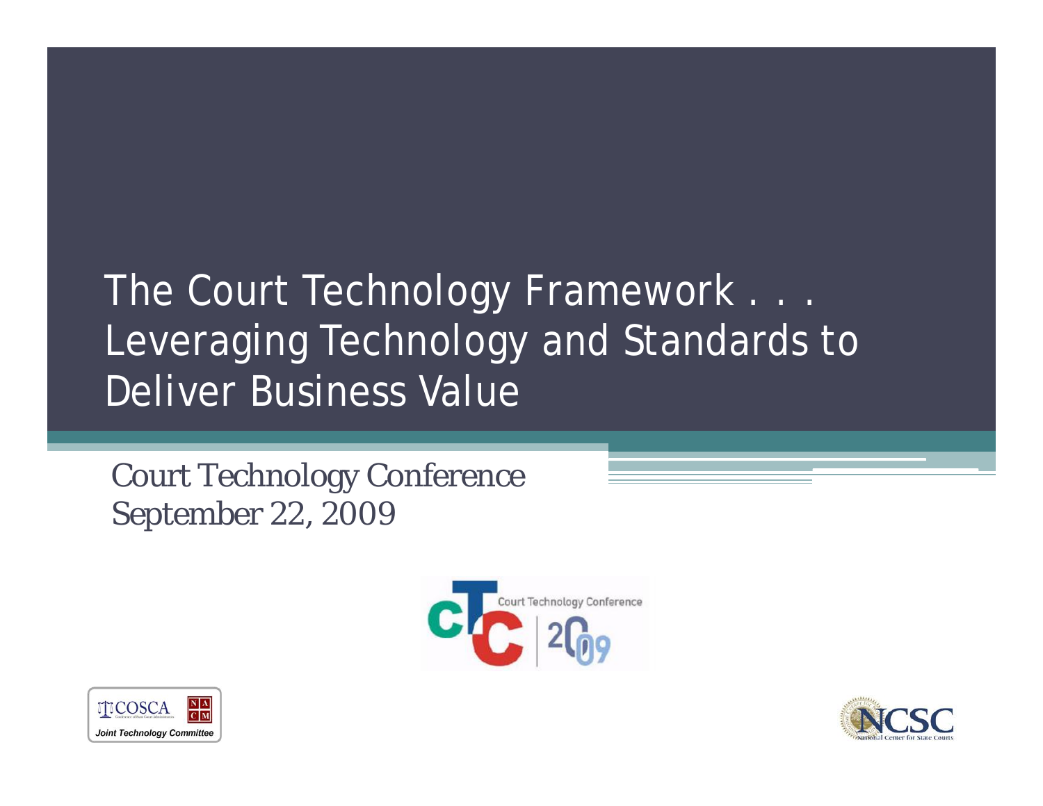# The Court Technology Framework . . . Leveraging Technology and Standards to Deliver Business Value

Court Technology Conference
September 22, 2009

Court Technology Conference 2009

COSCA NACM Joint Technology Committee

NCSC National Center for State Courts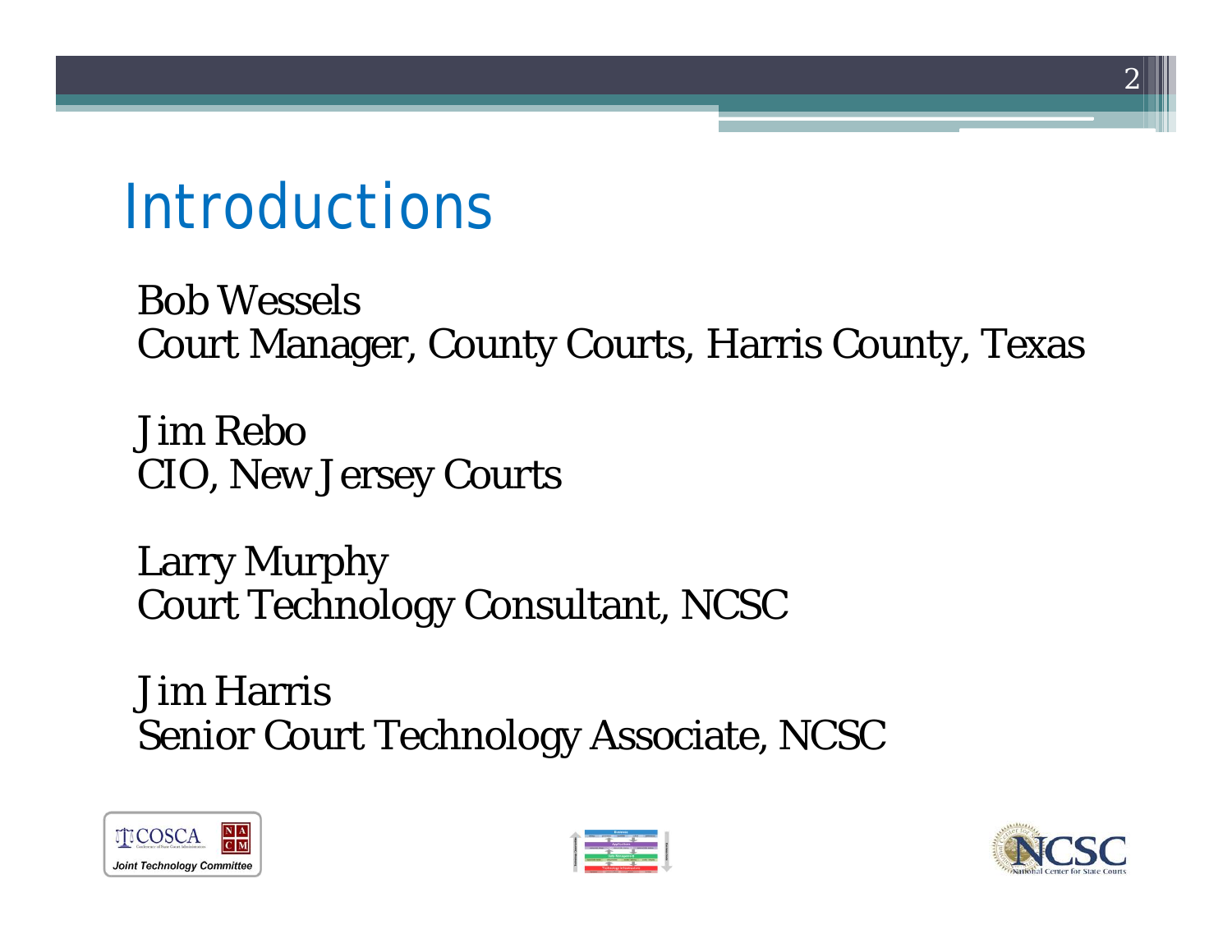# Introductions

Bob Wessels
Court Manager, County Courts, Harris County, Texas

Jim Rebo
CIO, New Jersey Courts

Larry Murphy
Court Technology Consultant, NCSC

Jim Harris
Senior Court Technology Associate, NCSC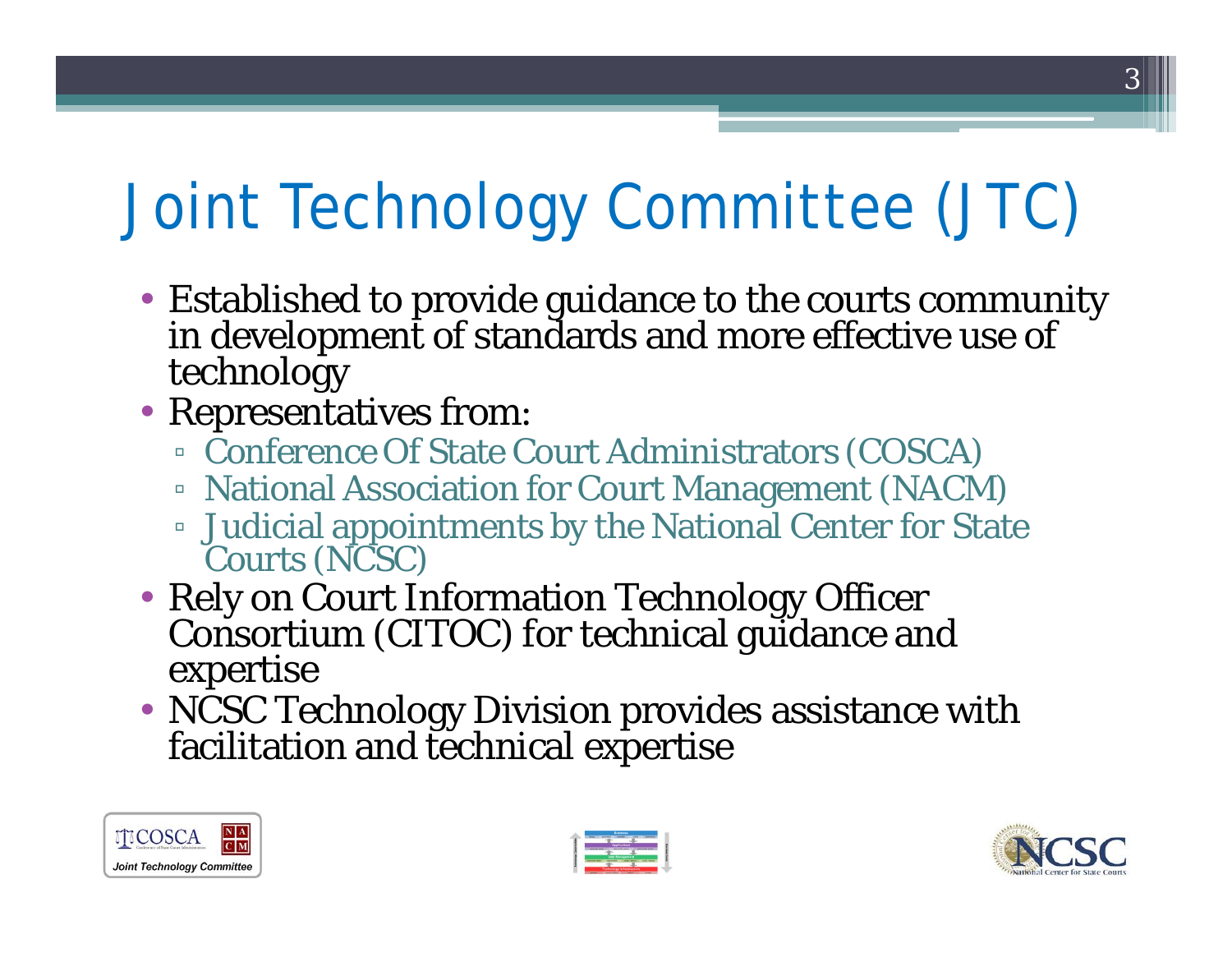# Joint Technology Committee (JTC)

- Established to provide guidance to the courts community in development of standards and more effective use of technology
- Representatives from:
  - Conference Of State Court Administrators (COSCA)
  - National Association for Court Management (NACM)
  - Judicial appointments by the National Center for State Courts (NCSC)
- Rely on Court Information Technology Officer Consortium (CITOC) for technical guidance and expertise
- NCSC Technology Division provides assistance with facilitation and technical expertise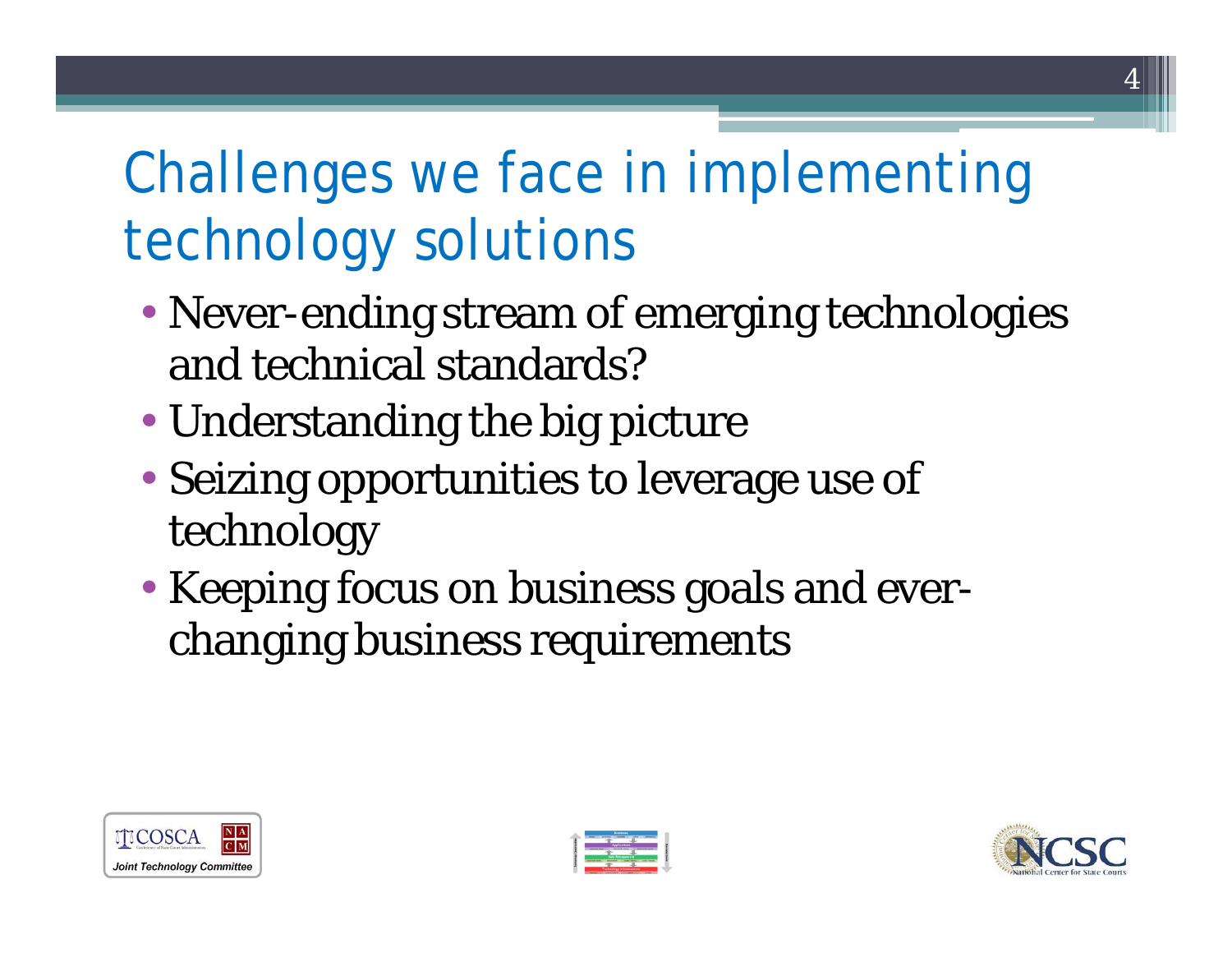# Challenges we face in implementing technology solutions

- Never-ending stream of emerging technologies and technical standards?
- Understanding the big picture
- Seizing opportunities to leverage use of technology
- Keeping focus on business goals and ever-changing business requirements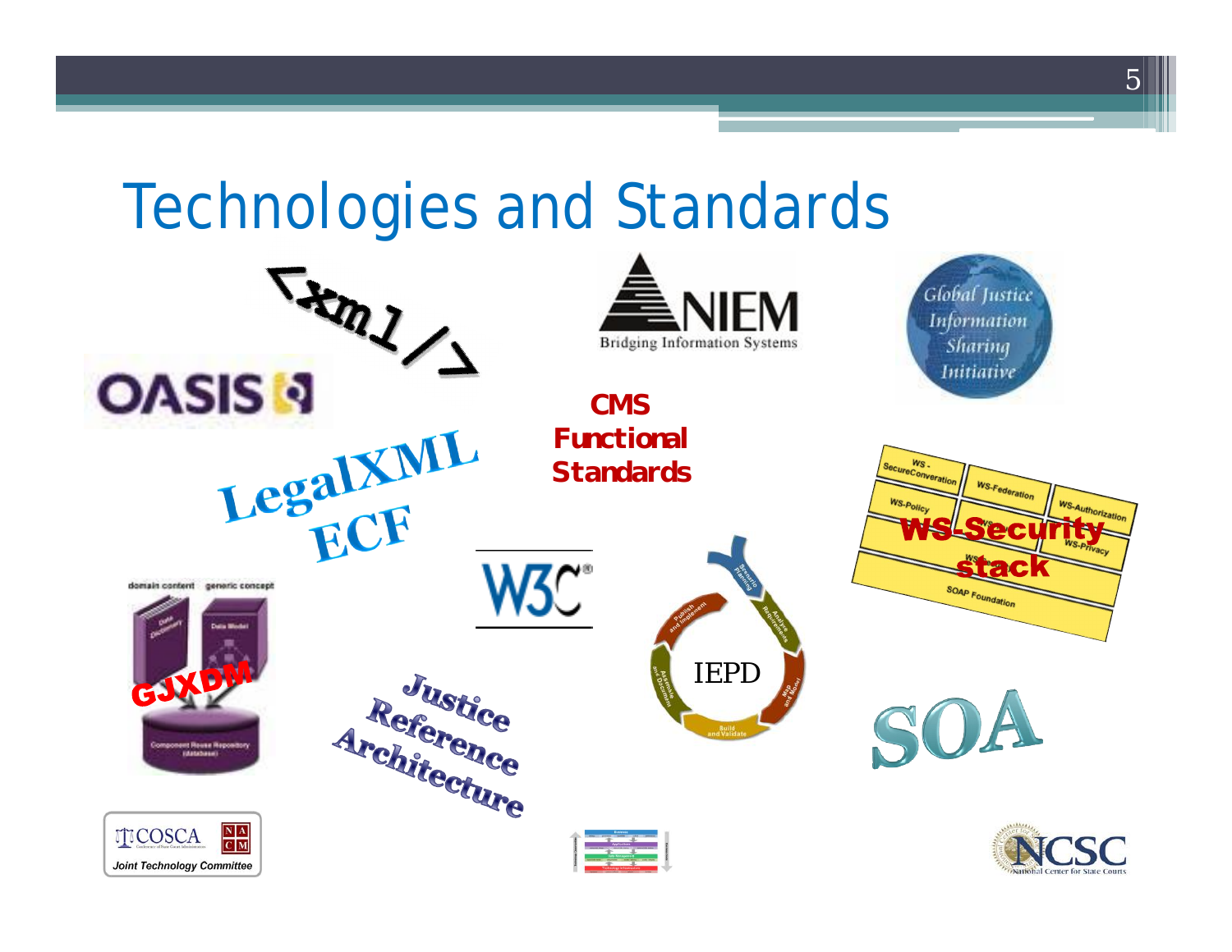# Technologies and Standards

<xml />

OASIS

NIEM
Bridging Information Systems

Global Justice Information Sharing Initiative

LegalXML ECF

CMS Functional Standards

WS-Security stack

WS - SecureConveration | WS-Federation | WS-Authorization
WS-Policy | WS-Privacy
SOAP Foundation

W3C®

domain content | generic concept

GJXDM

Component Reuse Repository (database)

Justice Reference Architecture

IEPD

Scenario Planning | Analyze Requirements | Map and Model | Build and Validate | Assemble and Document | Publish and Implement

SOA

COSCA | NACM
Joint Technology Committee

NCSC
National Center for State Courts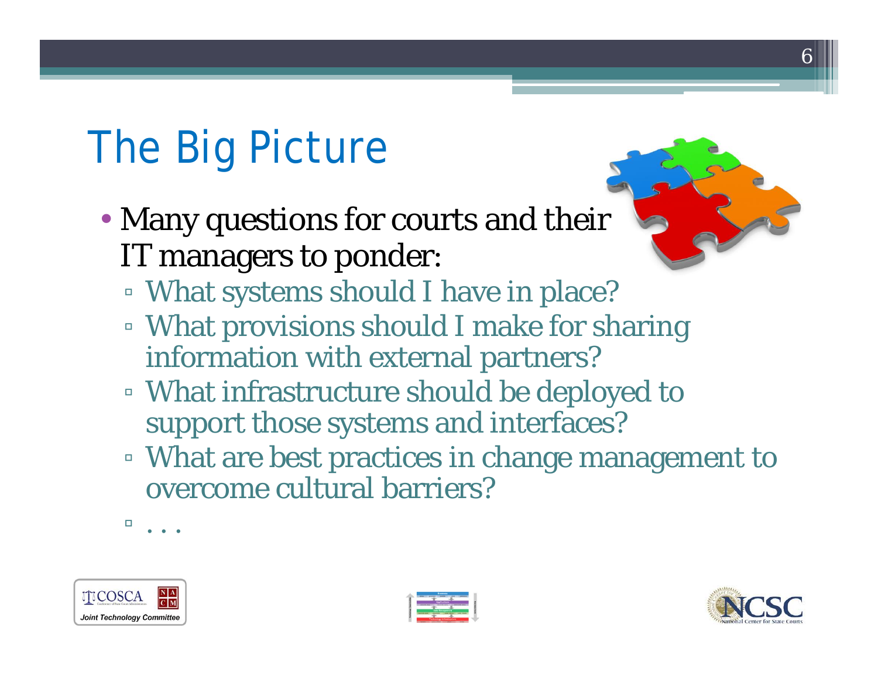# The Big Picture

- Many questions for courts and their IT managers to ponder:
  - What systems should I have in place?
  - What provisions should I make for sharing information with external partners?
  - What infrastructure should be deployed to support those systems and interfaces?
  - What are best practices in change management to overcome cultural barriers?
  - . . .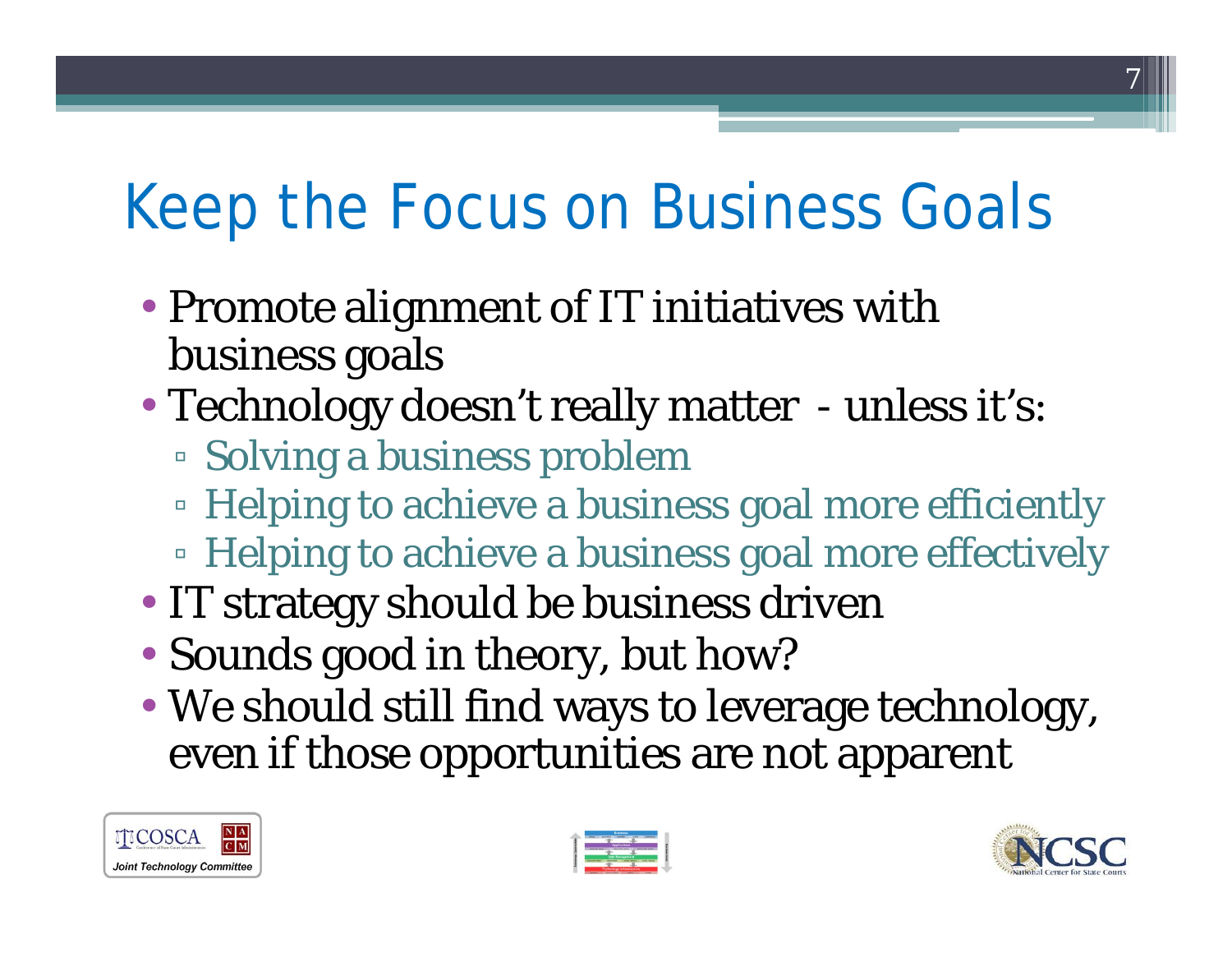# Keep the Focus on Business Goals

- Promote alignment of IT initiatives with business goals
- Technology doesn't really matter - unless it's:
  - Solving a business problem
  - Helping to achieve a business goal more efficiently
  - Helping to achieve a business goal more effectively
- IT strategy should be business driven
- Sounds good in theory, but how?
- We should still find ways to leverage technology, even if those opportunities are not apparent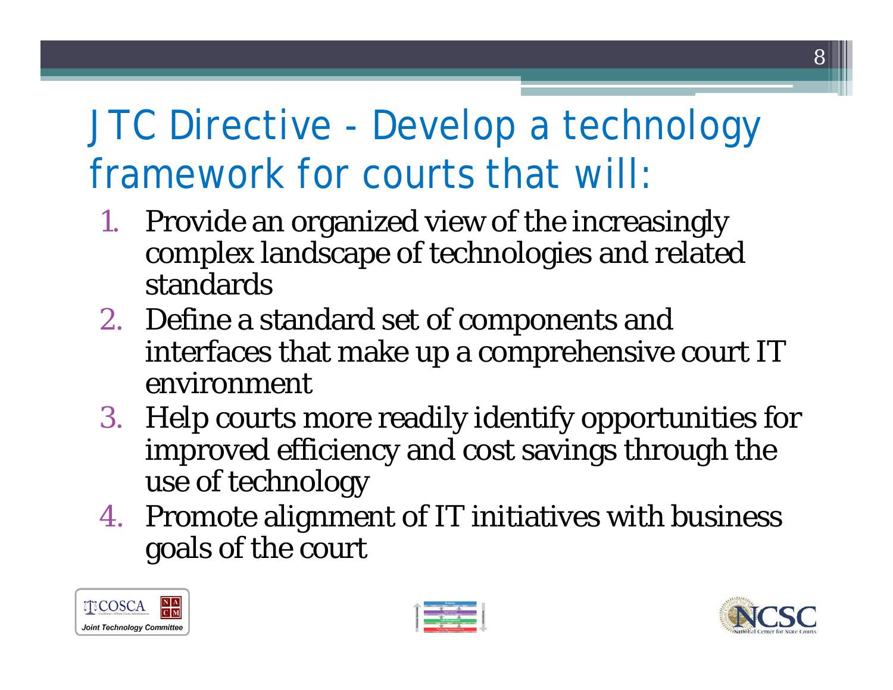# JTC Directive - Develop a technology framework for courts that will:

1. Provide an organized view of the increasingly complex landscape of technologies and related standards
2. Define a standard set of components and interfaces that make up a comprehensive court IT environment
3. Help courts more readily identify opportunities for improved efficiency and cost savings through the use of technology
4. Promote alignment of IT initiatives with business goals of the court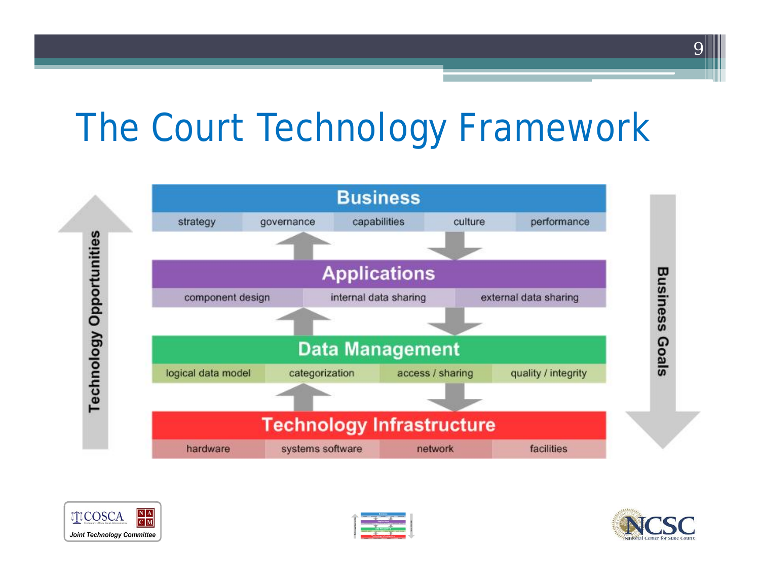# The Court Technology Framework

**Technology Opportunities** (upward) / **Business Goals** (downward)

## Business

strategy | governance | capabilities | culture | performance

## Applications

component design | internal data sharing | external data sharing

## Data Management

logical data model | categorization | access / sharing | quality / integrity

## Technology Infrastructure

hardware | systems software | network | facilities

COSCA NACM Joint Technology Committee

NCSC National Center for State Courts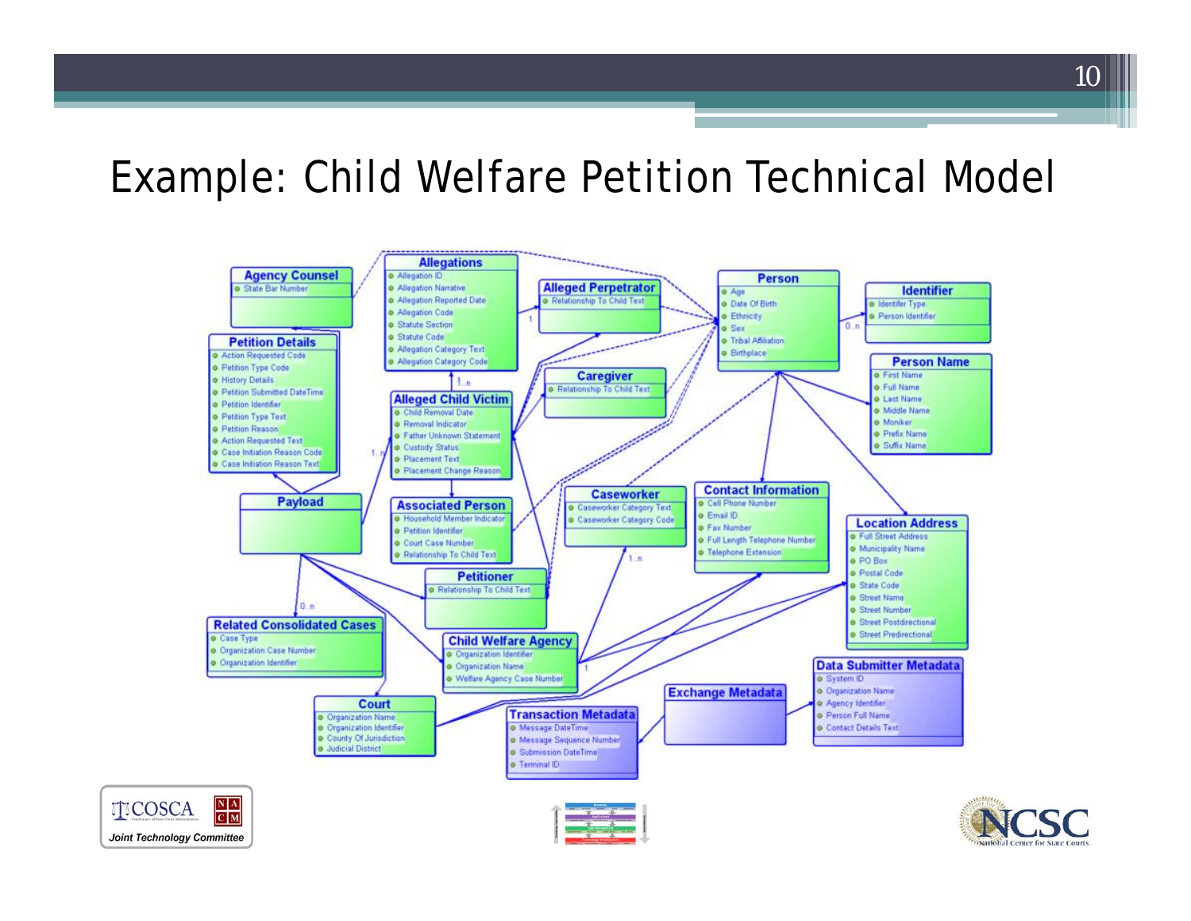# Example: Child Welfare Petition Technical Model

**Agency Counsel**
- State Bar Number

**Allegations**
- Allegation ID
- Allegation Narrative
- Allegation Reported Date
- Allegation Code
- Statute Section
- Statute Code
- Allegation Category Text
- Allegation Category Code

**Alleged Perpetrator**
- Relationship To Child Text

**Person**
- Age
- Date Of Birth
- Ethnicity
- Sex
- Tribal Affiliation
- Birthplace

**Identifier**
- Identifier Type
- Person Identifier

**Person Name**
- First Name
- Full Name
- Last Name
- Middle Name
- Moniker
- Prefix Name
- Suffix Name

**Petition Details**
- Action Requested Code
- Petition Type Code
- History Details
- Petition Submitted DateTime
- Petition Identifier
- Petition Type Text
- Petition Reason
- Action Requested Text
- Case Initiation Reason Code
- Case Initiation Reason Text

**Caregiver**
- Relationship To Child Text

**Alleged Child Victim**
- Child Removal Date
- Removal Indicator
- Father Unknown Statement
- Custody Status
- Placement Text
- Placement Change Reason

**Payload**

**Associated Person**
- Household Member Indicator
- Petition Identifier
- Court Case Number
- Relationship To Child Text

**Caseworker**
- Caseworker Category Text
- Caseworker Category Code

**Contact Information**
- Cell Phone Number
- Email ID
- Fax Number
- Full Length Telephone Number
- Telephone Extension

**Location Address**
- Full Street Address
- Municipality Name
- PO Box
- Postal Code
- State Code
- Street Name
- Street Number
- Street Postdirectional
- Street Predirectional

**Petitioner**
- Relationship To Child Text

**Related Consolidated Cases**
- Case Type
- Organization Case Number
- Organization Identifier

**Child Welfare Agency**
- Organization Identifier
- Organization Name
- Welfare Agency Case Number

**Data Submitter Metadata**
- System ID
- Organization Name
- Agency Identifier
- Person Full Name
- Contact Details Text

**Exchange Metadata**

**Court**
- Organization Name
- Organization Identifier
- County Of Jurisdiction
- Judicial District

**Transaction Metadata**
- Message DateTime
- Message Sequence Number
- Submission DateTime
- Terminal ID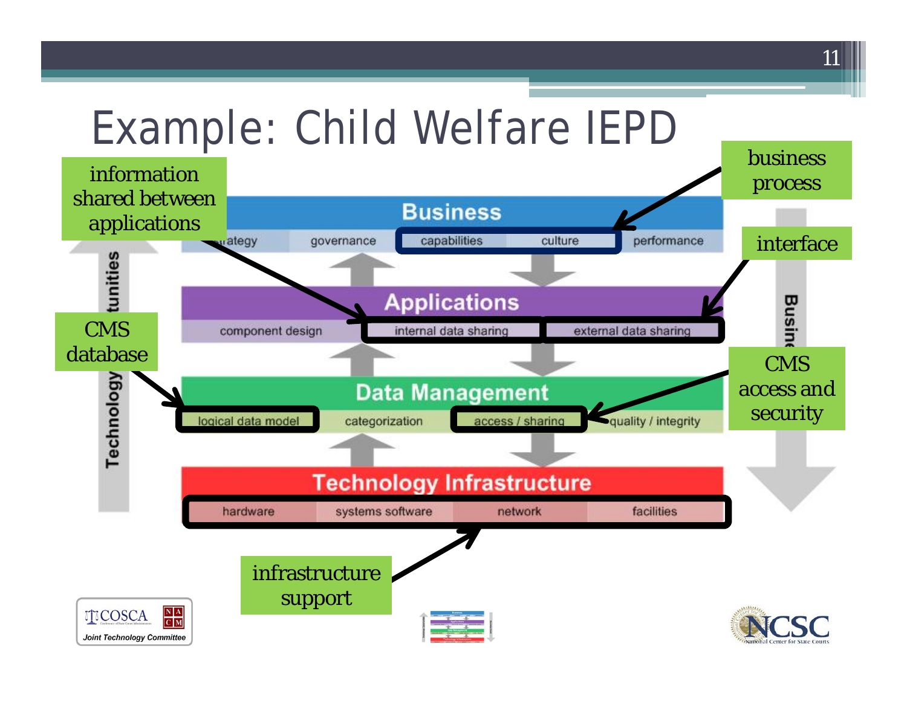# Example: Child Welfare IEPD

**Business**: strategy | governance | capabilities | culture | performance

**Applications**: component design | internal data sharing | external data sharing

**Data Management**: logical data model | categorization | access / sharing | quality / integrity

**Technology Infrastructure**: hardware | systems software | network | facilities

Technology Opportunities | Business

- business process → capabilities, culture
- information shared between applications → internal data sharing
- interface → external data sharing
- CMS database → logical data model
- CMS access and security → access / sharing
- infrastructure support → hardware, systems software, network, facilities

COSCA | NACM Joint Technology Committee | NCSC National Center for State Courts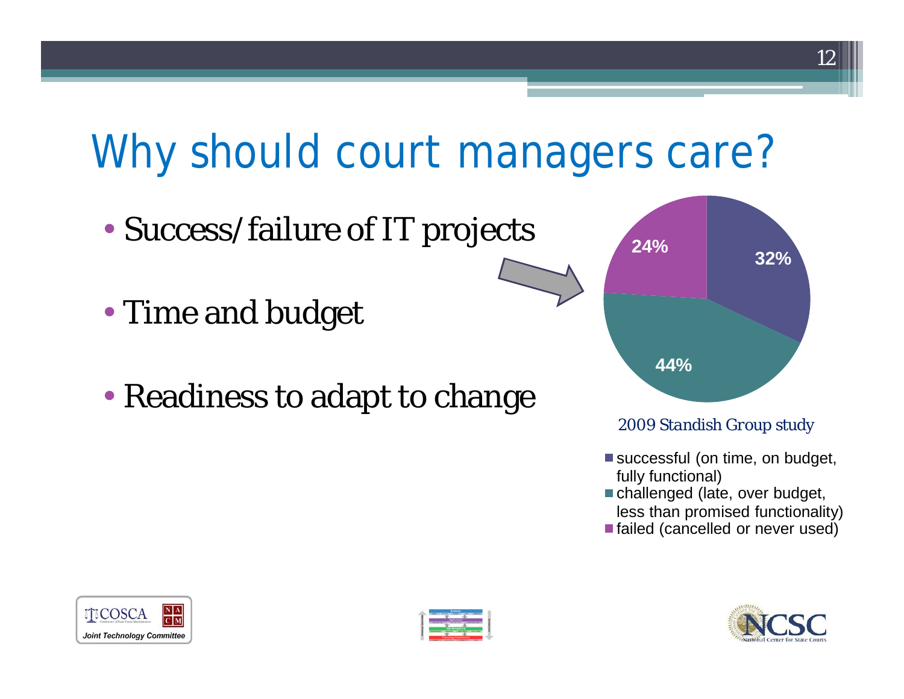# Why should court managers care?

- Success/failure of IT projects
- Time and budget
- Readiness to adapt to change

*2009 Standish Group study*

| Category | Percentage |
| --- | --- |
| successful (on time, on budget, fully functional) | 32% |
| challenged (late, over budget, less than promised functionality) | 44% |
| failed (cancelled or never used) | 24% |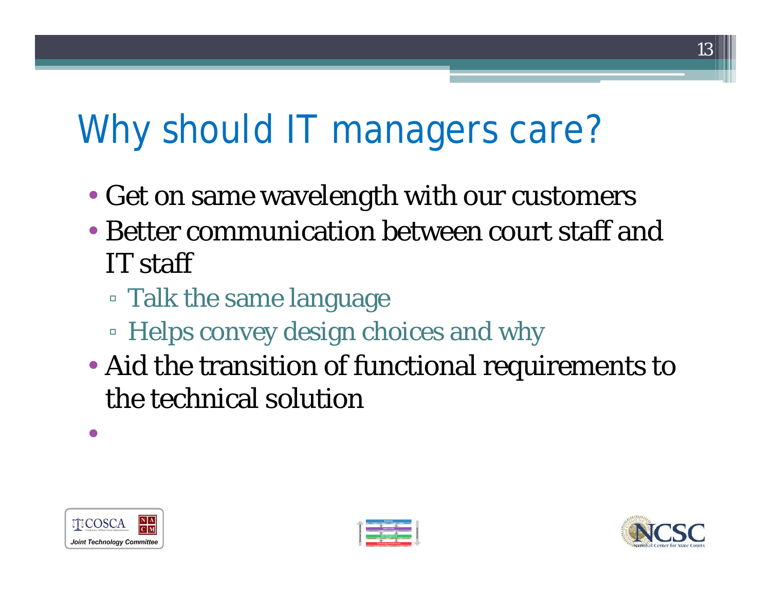# Why should IT managers care?

- Get on same wavelength with our customers
- Better communication between court staff and IT staff
  - Talk the same language
  - Helps convey design choices and why
- Aid the transition of functional requirements to the technical solution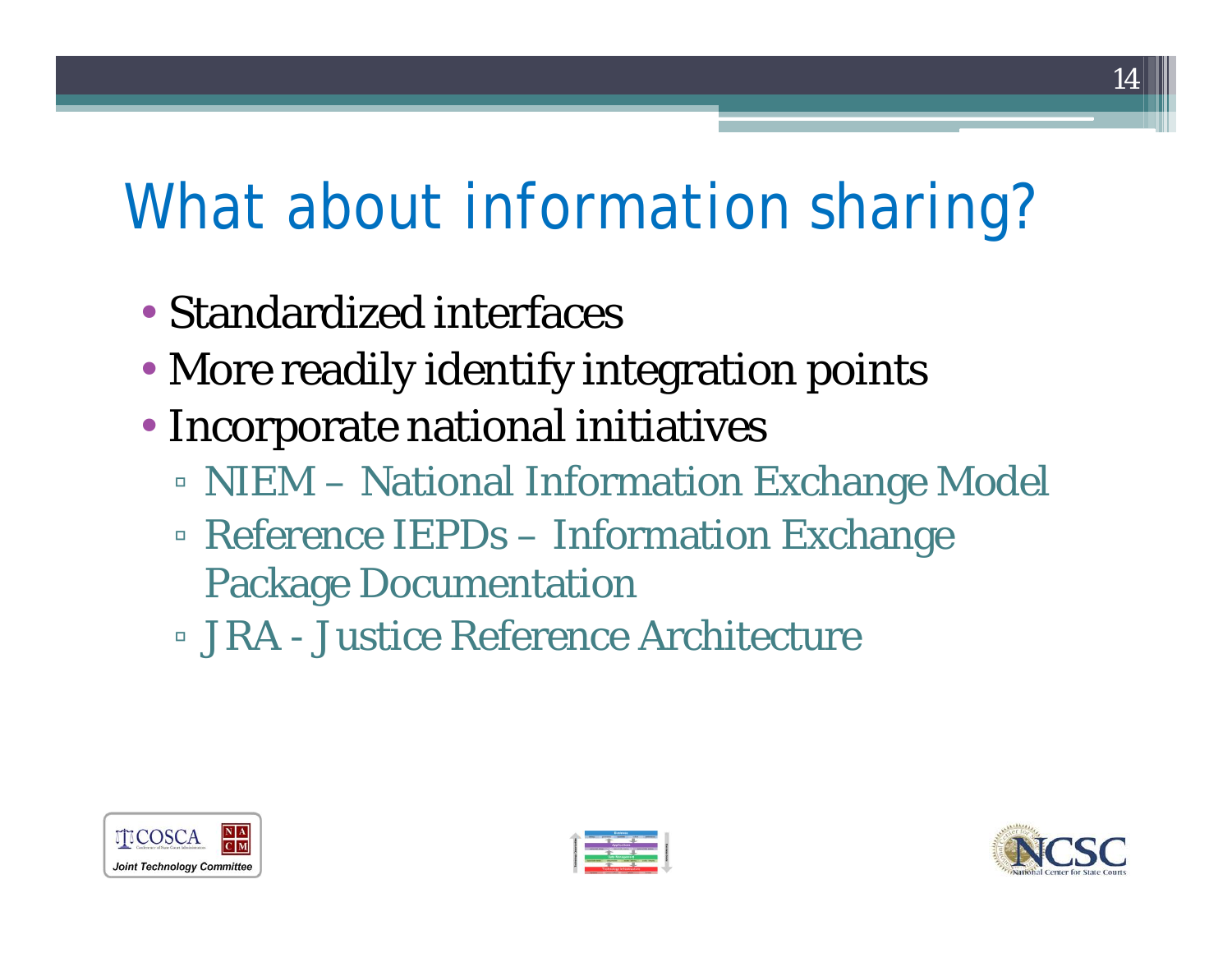# What about information sharing?

- Standardized interfaces
- More readily identify integration points
- Incorporate national initiatives
  - NIEM – National Information Exchange Model
  - Reference IEPDs – Information Exchange Package Documentation
  - JRA - Justice Reference Architecture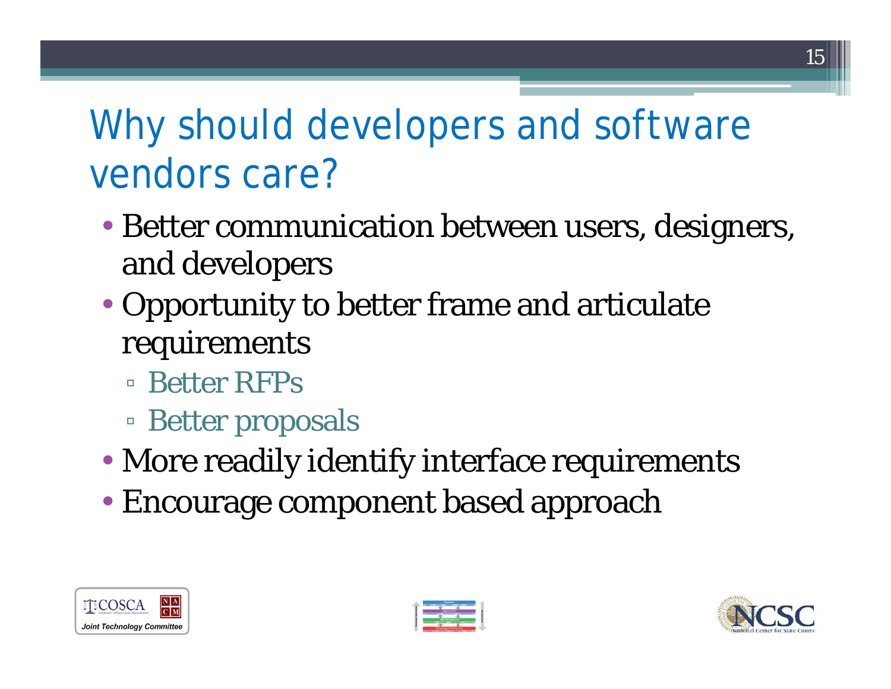# Why should developers and software vendors care?

- Better communication between users, designers, and developers
- Opportunity to better frame and articulate requirements
  - Better RFPs
  - Better proposals
- More readily identify interface requirements
- Encourage component based approach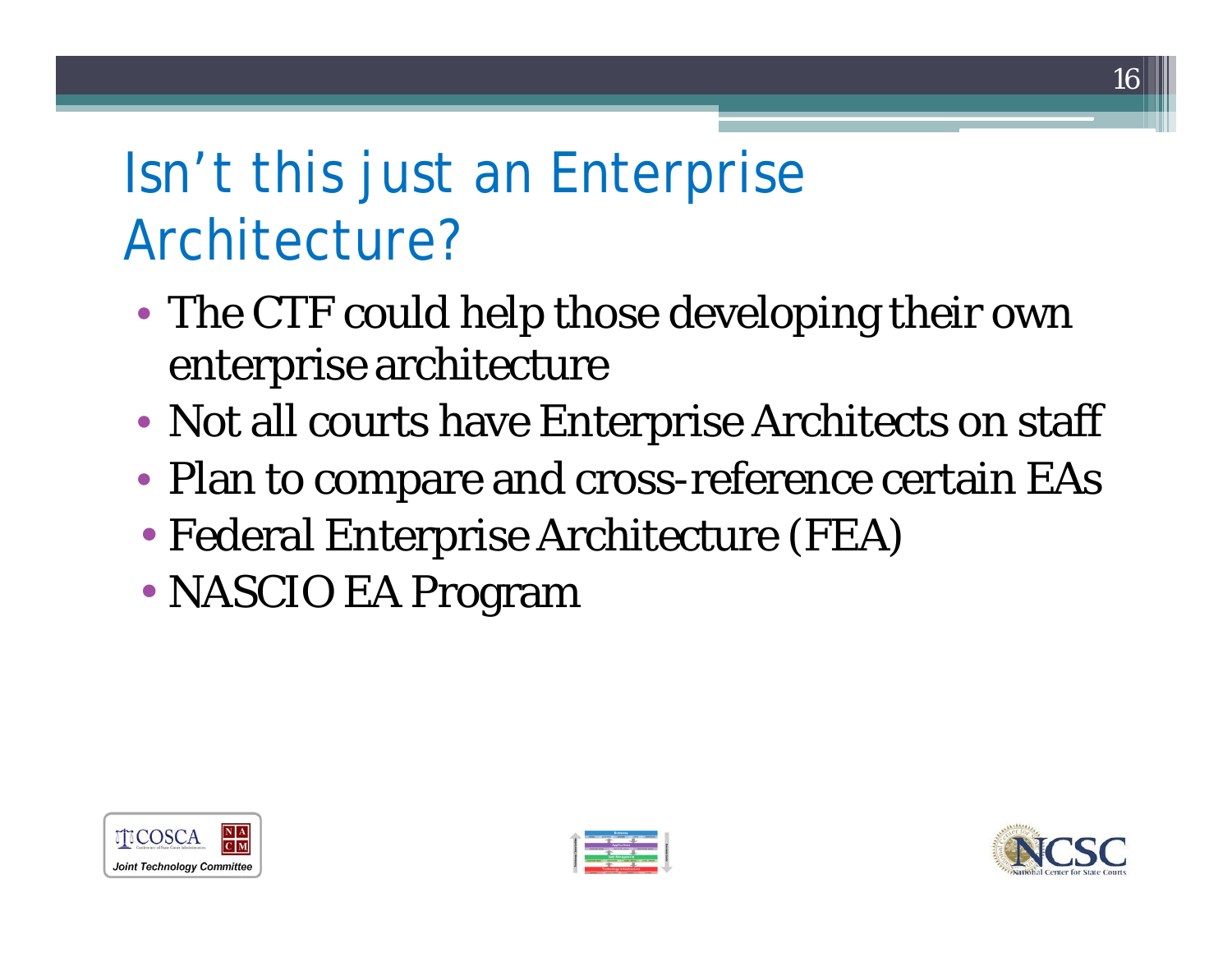# Isn't this just an Enterprise Architecture?

- The CTF could help those developing their own enterprise architecture
- Not all courts have Enterprise Architects on staff
- Plan to compare and cross-reference certain EAs
- Federal Enterprise Architecture (FEA)
- NASCIO EA Program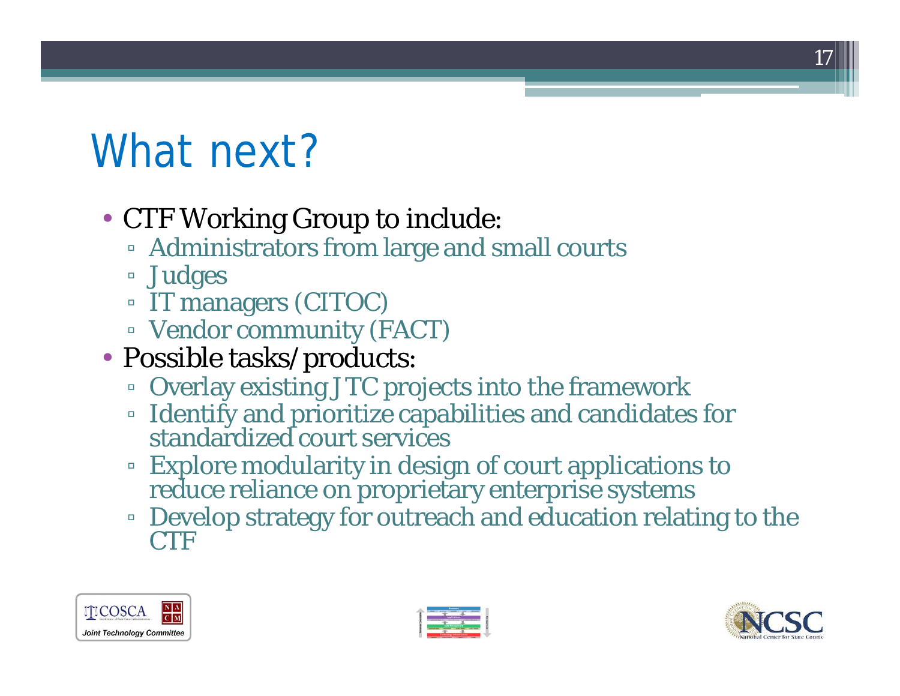# What next?

- CTF Working Group to include:
  - Administrators from large and small courts
  - Judges
  - IT managers (CITOC)
  - Vendor community (FACT)
- Possible tasks/products:
  - Overlay existing JTC projects into the framework
  - Identify and prioritize capabilities and candidates for standardized court services
  - Explore modularity in design of court applications to reduce reliance on proprietary enterprise systems
  - Develop strategy for outreach and education relating to the CTF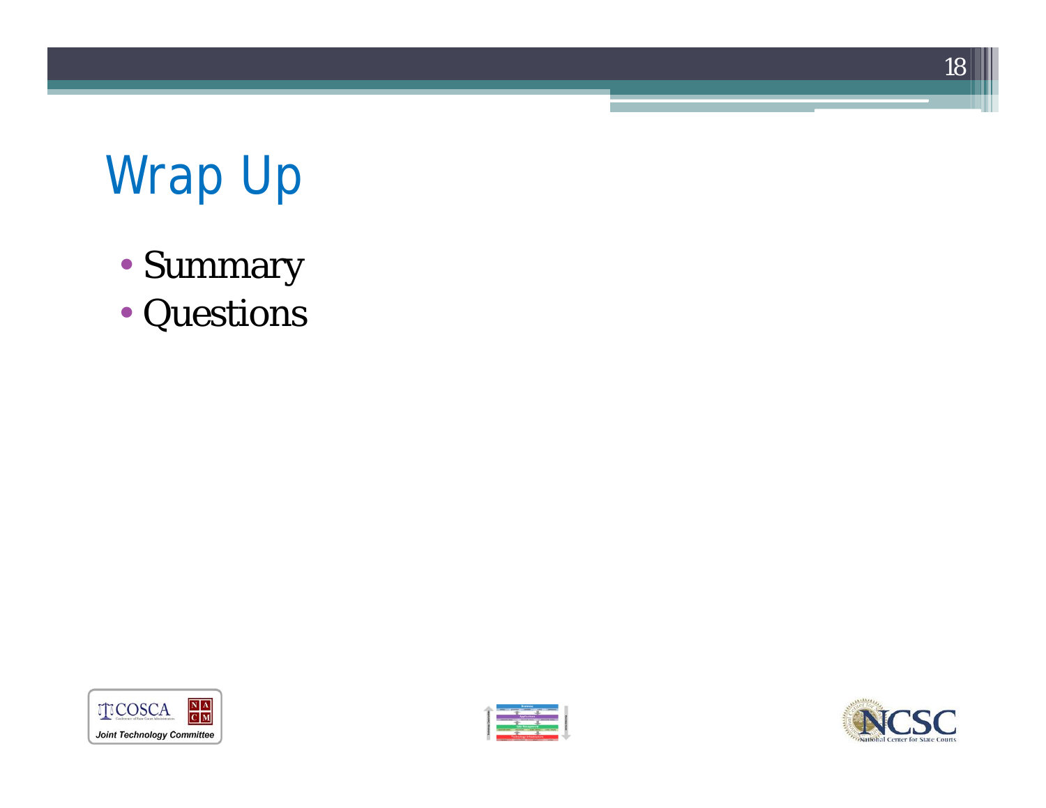# Wrap Up

- Summary
- Questions